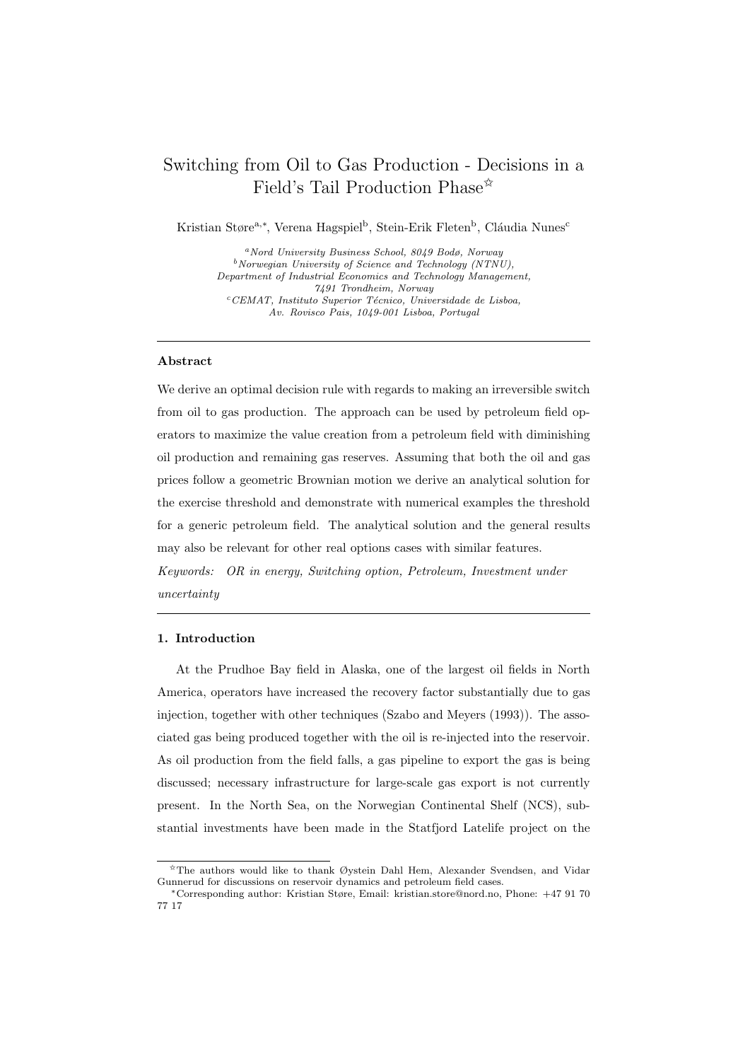# Switching from Oil to Gas Production - Decisions in a Field's Tail Production Phase[☆]

Kristian Støre[a,*], Verena Hagspiel[b], Stein-Erik Fleten[b], Cláudia Nunes[c]

[a] *Nord University Business School, 8049 Bodø, Norway*
[b] *Norwegian University of Science and Technology (NTNU), Department of Industrial Economics and Technology Management, 7491 Trondheim, Norway*
[c] *CEMAT, Instituto Superior Técnico, Universidade de Lisboa, Av. Rovisco Pais, 1049-001 Lisboa, Portugal*

---

### Abstract

We derive an optimal decision rule with regards to making an irreversible switch from oil to gas production. The approach can be used by petroleum field operators to maximize the value creation from a petroleum field with diminishing oil production and remaining gas reserves. Assuming that both the oil and gas prices follow a geometric Brownian motion we derive an analytical solution for the exercise threshold and demonstrate with numerical examples the threshold for a generic petroleum field. The analytical solution and the general results may also be relevant for other real options cases with similar features.

*Keywords:* *OR in energy, Switching option, Petroleum, Investment under uncertainty*

---

## 1. Introduction

At the Prudhoe Bay field in Alaska, one of the largest oil fields in North America, operators have increased the recovery factor substantially due to gas injection, together with other techniques (Szabo and Meyers (1993)). The associated gas being produced together with the oil is re-injected into the reservoir. As oil production from the field falls, a gas pipeline to export the gas is being discussed; necessary infrastructure for large-scale gas export is not currently present. In the North Sea, on the Norwegian Continental Shelf (NCS), substantial investments have been made in the Statfjord Latelife project on the

---

[☆] The authors would like to thank Øystein Dahl Hem, Alexander Svendsen, and Vidar Gunnerud for discussions on reservoir dynamics and petroleum field cases.

[*] Corresponding author: Kristian Støre, Email: kristian.store@nord.no, Phone: +47 91 70 77 17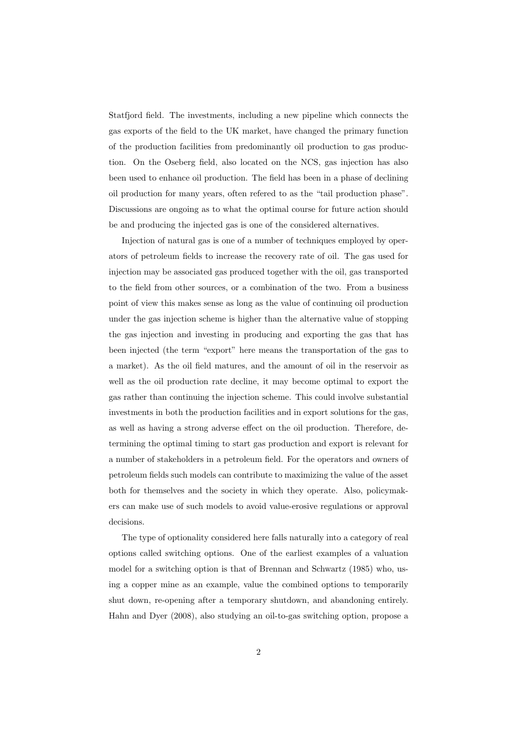Statfjord field. The investments, including a new pipeline which connects the gas exports of the field to the UK market, have changed the primary function of the production facilities from predominantly oil production to gas production. On the Oseberg field, also located on the NCS, gas injection has also been used to enhance oil production. The field has been in a phase of declining oil production for many years, often refered to as the "tail production phase". Discussions are ongoing as to what the optimal course for future action should be and producing the injected gas is one of the considered alternatives.

Injection of natural gas is one of a number of techniques employed by operators of petroleum fields to increase the recovery rate of oil. The gas used for injection may be associated gas produced together with the oil, gas transported to the field from other sources, or a combination of the two. From a business point of view this makes sense as long as the value of continuing oil production under the gas injection scheme is higher than the alternative value of stopping the gas injection and investing in producing and exporting the gas that has been injected (the term "export" here means the transportation of the gas to a market). As the oil field matures, and the amount of oil in the reservoir as well as the oil production rate decline, it may become optimal to export the gas rather than continuing the injection scheme. This could involve substantial investments in both the production facilities and in export solutions for the gas, as well as having a strong adverse effect on the oil production. Therefore, determining the optimal timing to start gas production and export is relevant for a number of stakeholders in a petroleum field. For the operators and owners of petroleum fields such models can contribute to maximizing the value of the asset both for themselves and the society in which they operate. Also, policymakers can make use of such models to avoid value-erosive regulations or approval decisions.

The type of optionality considered here falls naturally into a category of real options called switching options. One of the earliest examples of a valuation model for a switching option is that of Brennan and Schwartz (1985) who, using a copper mine as an example, value the combined options to temporarily shut down, re-opening after a temporary shutdown, and abandoning entirely. Hahn and Dyer (2008), also studying an oil-to-gas switching option, propose a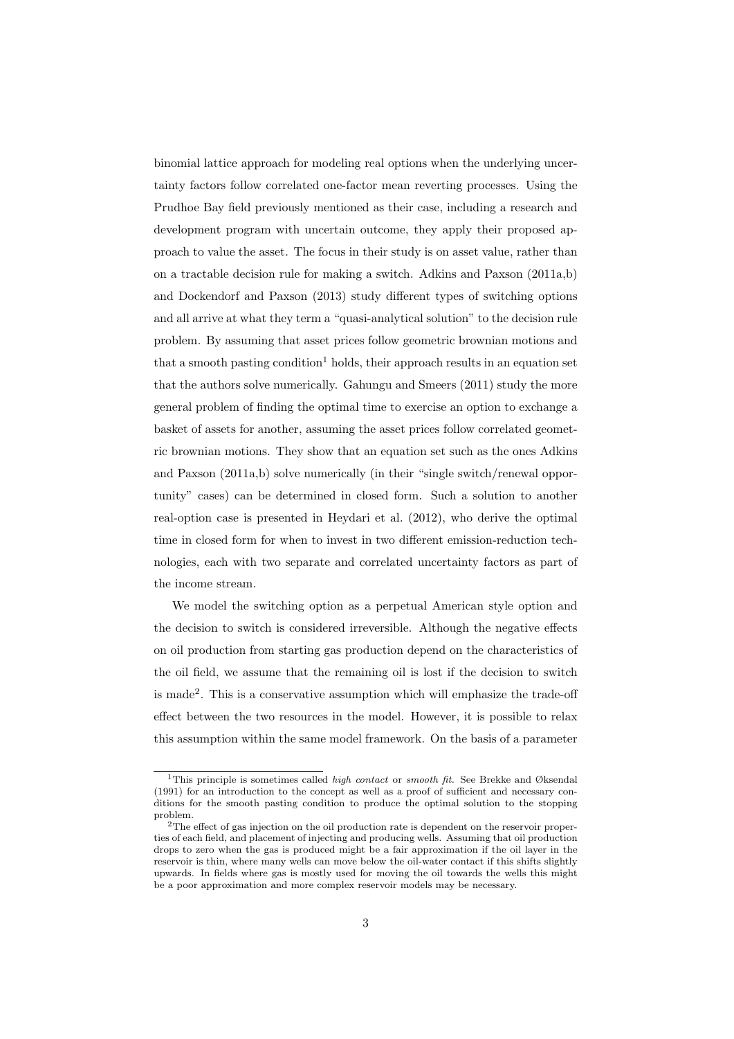binomial lattice approach for modeling real options when the underlying uncertainty factors follow correlated one-factor mean reverting processes. Using the Prudhoe Bay field previously mentioned as their case, including a research and development program with uncertain outcome, they apply their proposed approach to value the asset. The focus in their study is on asset value, rather than on a tractable decision rule for making a switch. Adkins and Paxson (2011a,b) and Dockendorf and Paxson (2013) study different types of switching options and all arrive at what they term a "quasi-analytical solution" to the decision rule problem. By assuming that asset prices follow geometric brownian motions and that a smooth pasting condition[1] holds, their approach results in an equation set that the authors solve numerically. Gahungu and Smeers (2011) study the more general problem of finding the optimal time to exercise an option to exchange a basket of assets for another, assuming the asset prices follow correlated geometric brownian motions. They show that an equation set such as the ones Adkins and Paxson (2011a,b) solve numerically (in their "single switch/renewal opportunity" cases) can be determined in closed form. Such a solution to another real-option case is presented in Heydari et al. (2012), who derive the optimal time in closed form for when to invest in two different emission-reduction technologies, each with two separate and correlated uncertainty factors as part of the income stream.

We model the switching option as a perpetual American style option and the decision to switch is considered irreversible. Although the negative effects on oil production from starting gas production depend on the characteristics of the oil field, we assume that the remaining oil is lost if the decision to switch is made[2]. This is a conservative assumption which will emphasize the trade-off effect between the two resources in the model. However, it is possible to relax this assumption within the same model framework. On the basis of a parameter

[1] This principle is sometimes called *high contact* or *smooth fit*. See Brekke and Øksendal (1991) for an introduction to the concept as well as a proof of sufficient and necessary conditions for the smooth pasting condition to produce the optimal solution to the stopping problem.

[2] The effect of gas injection on the oil production rate is dependent on the reservoir properties of each field, and placement of injecting and producing wells. Assuming that oil production drops to zero when the gas is produced might be a fair approximation if the oil layer in the reservoir is thin, where many wells can move below the oil-water contact if this shifts slightly upwards. In fields where gas is mostly used for moving the oil towards the wells this might be a poor approximation and more complex reservoir models may be necessary.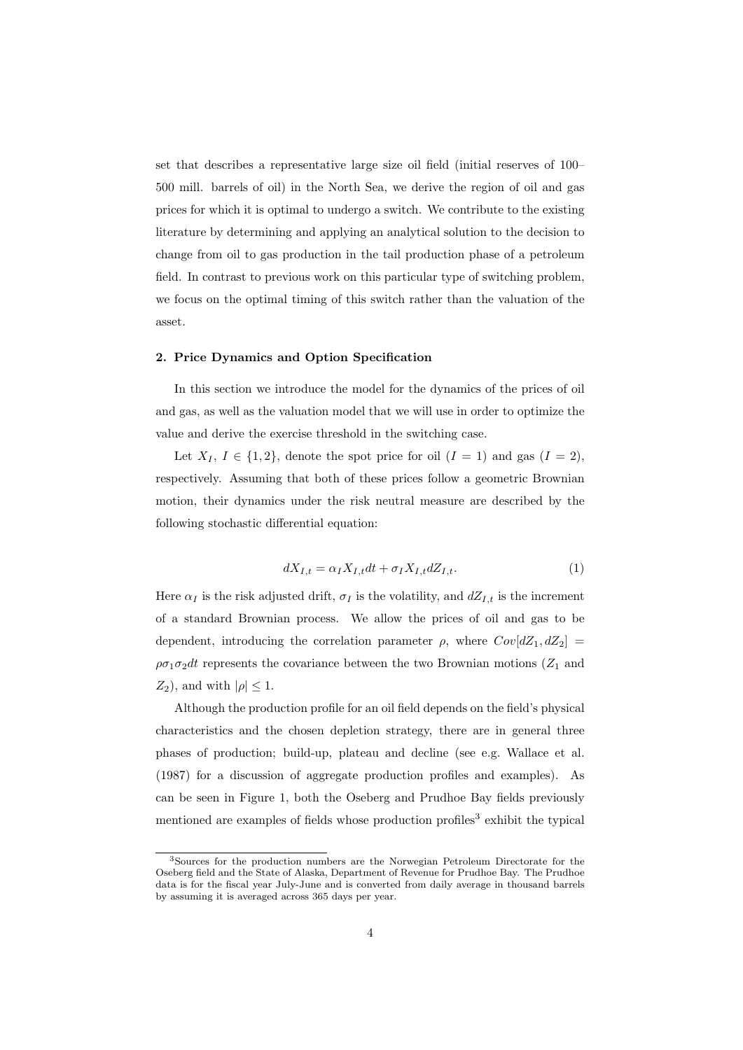set that describes a representative large size oil field (initial reserves of 100–500 mill. barrels of oil) in the North Sea, we derive the region of oil and gas prices for which it is optimal to undergo a switch. We contribute to the existing literature by determining and applying an analytical solution to the decision to change from oil to gas production in the tail production phase of a petroleum field. In contrast to previous work on this particular type of switching problem, we focus on the optimal timing of this switch rather than the valuation of the asset.

## 2. Price Dynamics and Option Specification

In this section we introduce the model for the dynamics of the prices of oil and gas, as well as the valuation model that we will use in order to optimize the value and derive the exercise threshold in the switching case.

Let $X_I$, $I \in \{1, 2\}$, denote the spot price for oil ($I = 1$) and gas ($I = 2$), respectively. Assuming that both of these prices follow a geometric Brownian motion, their dynamics under the risk neutral measure are described by the following stochastic differential equation:

$$dX_{I,t} = \alpha_I X_{I,t} dt + \sigma_I X_{I,t} dZ_{I,t}. \tag{1}$$

Here $\alpha_I$ is the risk adjusted drift, $\sigma_I$ is the volatility, and $dZ_{I,t}$ is the increment of a standard Brownian process. We allow the prices of oil and gas to be dependent, introducing the correlation parameter $\rho$, where $Cov[dZ_1, dZ_2] = \rho\sigma_1\sigma_2 dt$ represents the covariance between the two Brownian motions ($Z_1$ and $Z_2$), and with $|\rho| \leq 1$.

Although the production profile for an oil field depends on the field's physical characteristics and the chosen depletion strategy, there are in general three phases of production; build-up, plateau and decline (see e.g. Wallace et al. (1987) for a discussion of aggregate production profiles and examples). As can be seen in Figure 1, both the Oseberg and Prudhoe Bay fields previously mentioned are examples of fields whose production profiles[3] exhibit the typical

[3] Sources for the production numbers are the Norwegian Petroleum Directorate for the Oseberg field and the State of Alaska, Department of Revenue for Prudhoe Bay. The Prudhoe data is for the fiscal year July-June and is converted from daily average in thousand barrels by assuming it is averaged across 365 days per year.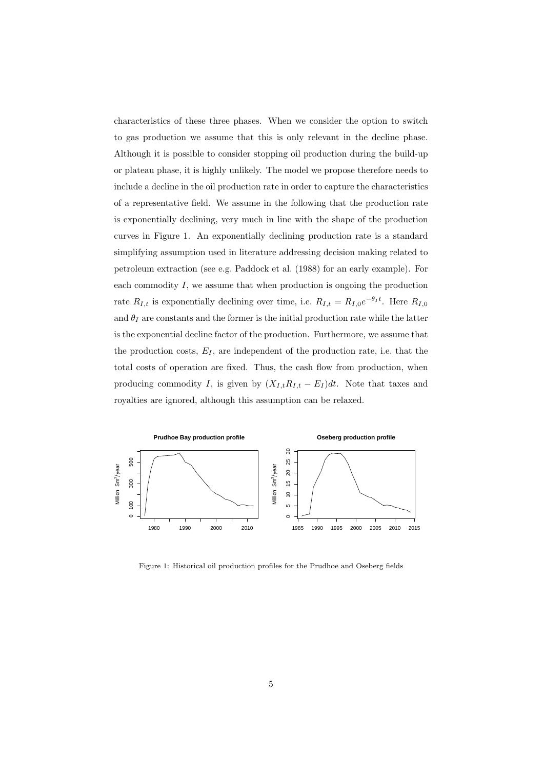characteristics of these three phases. When we consider the option to switch to gas production we assume that this is only relevant in the decline phase. Although it is possible to consider stopping oil production during the build-up or plateau phase, it is highly unlikely. The model we propose therefore needs to include a decline in the oil production rate in order to capture the characteristics of a representative field. We assume in the following that the production rate is exponentially declining, very much in line with the shape of the production curves in Figure 1. An exponentially declining production rate is a standard simplifying assumption used in literature addressing decision making related to petroleum extraction (see e.g. Paddock et al. (1988) for an early example). For each commodity $I$, we assume that when production is ongoing the production rate $R_{I,t}$ is exponentially declining over time, i.e. $R_{I,t} = R_{I,0}e^{-\theta_I t}$. Here $R_{I,0}$ and $\theta_I$ are constants and the former is the initial production rate while the latter is the exponential decline factor of the production. Furthermore, we assume that the production costs, $E_I$, are independent of the production rate, i.e. that the total costs of operation are fixed. Thus, the cash flow from production, when producing commodity $I$, is given by $(X_{I,t}R_{I,t} - E_I)dt$. Note that taxes and royalties are ignored, although this assumption can be relaxed.

Figure 1: Historical oil production profiles for the Prudhoe and Oseberg fields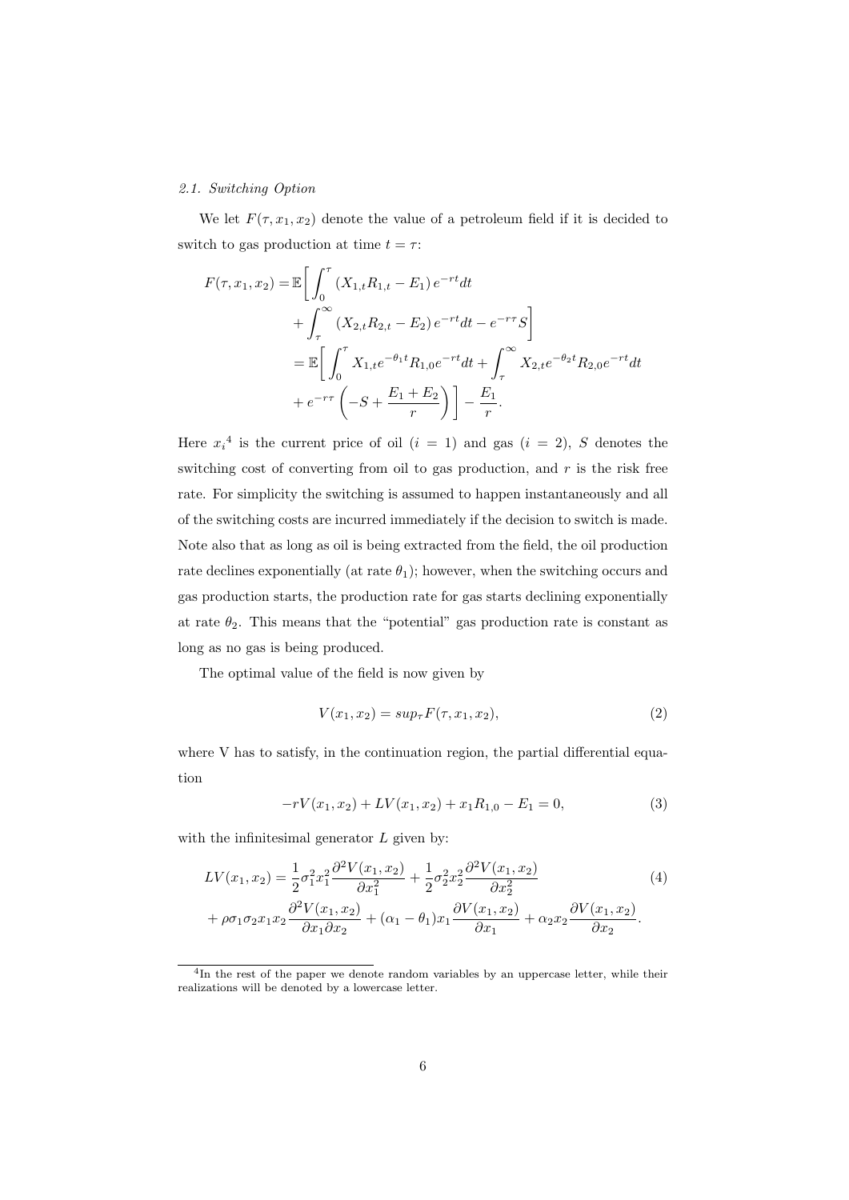### 2.1. Switching Option

We let $F(\tau, x_1, x_2)$ denote the value of a petroleum field if it is decided to switch to gas production at time $t = \tau$:

$$
\begin{aligned}
F(\tau, x_1, x_2) =& \mathbb{E}\bigg[ \int_0^\tau (X_{1,t} R_{1,t} - E_1) e^{-rt} dt \\
&+ \int_\tau^\infty (X_{2,t} R_{2,t} - E_2) e^{-rt} dt - e^{-r\tau} S \bigg] \\
=& \mathbb{E}\bigg[ \int_0^\tau X_{1,t} e^{-\theta_1 t} R_{1,0} e^{-rt} dt + \int_\tau^\infty X_{2,t} e^{-\theta_2 t} R_{2,0} e^{-rt} dt \\
&+ e^{-r\tau} \left( -S + \frac{E_1 + E_2}{r} \right) \bigg] - \frac{E_1}{r}.
\end{aligned}
$$

Here $x_i$[4] is the current price of oil ($i = 1$) and gas ($i = 2$), $S$ denotes the switching cost of converting from oil to gas production, and $r$ is the risk free rate. For simplicity the switching is assumed to happen instantaneously and all of the switching costs are incurred immediately if the decision to switch is made. Note also that as long as oil is being extracted from the field, the oil production rate declines exponentially (at rate $\theta_1$); however, when the switching occurs and gas production starts, the production rate for gas starts declining exponentially at rate $\theta_2$. This means that the "potential" gas production rate is constant as long as no gas is being produced.

The optimal value of the field is now given by

$$
V(x_1, x_2) = sup_\tau F(\tau, x_1, x_2), \tag{2}
$$

where V has to satisfy, in the continuation region, the partial differential equation

$$
-rV(x_1, x_2) + LV(x_1, x_2) + x_1 R_{1,0} - E_1 = 0, \tag{3}
$$

with the infinitesimal generator $L$ given by:

$$
\begin{aligned}
LV(x_1, x_2) =& \frac{1}{2}\sigma_1^2 x_1^2 \frac{\partial^2 V(x_1, x_2)}{\partial x_1^2} + \frac{1}{2}\sigma_2^2 x_2^2 \frac{\partial^2 V(x_1, x_2)}{\partial x_2^2} \\
&+ \rho \sigma_1 \sigma_2 x_1 x_2 \frac{\partial^2 V(x_1, x_2)}{\partial x_1 \partial x_2} + (\alpha_1 - \theta_1) x_1 \frac{\partial V(x_1, x_2)}{\partial x_1} + \alpha_2 x_2 \frac{\partial V(x_1, x_2)}{\partial x_2}.
\end{aligned} \tag{4}
$$

[4] In the rest of the paper we denote random variables by an uppercase letter, while their realizations will be denoted by a lowercase letter.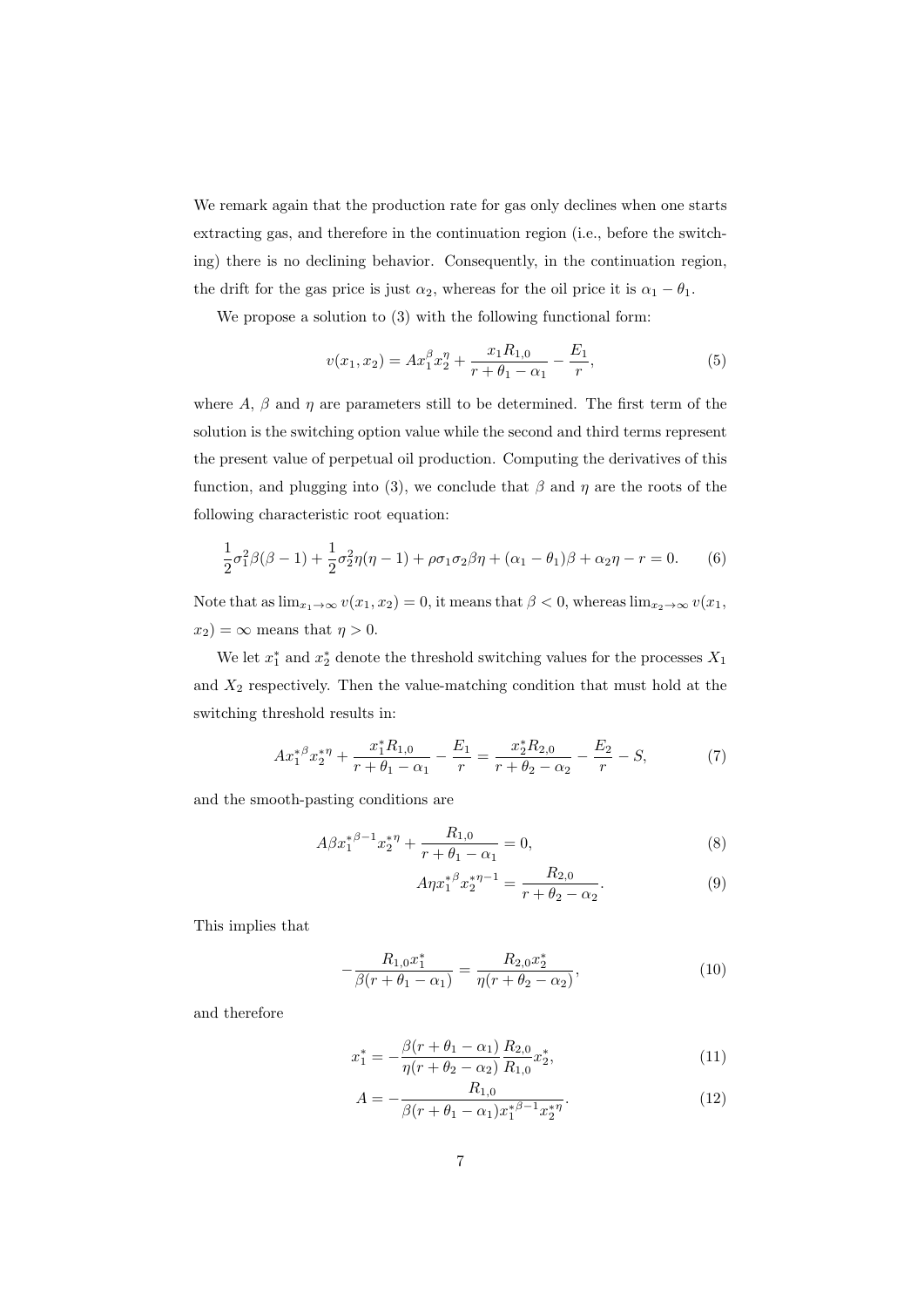We remark again that the production rate for gas only declines when one starts extracting gas, and therefore in the continuation region (i.e., before the switching) there is no declining behavior. Consequently, in the continuation region, the drift for the gas price is just $\alpha_2$, whereas for the oil price it is $\alpha_1 - \theta_1$.

We propose a solution to (3) with the following functional form:

$$v(x_1, x_2) = Ax_1^{\beta}x_2^{\eta} + \frac{x_1 R_{1,0}}{r + \theta_1 - \alpha_1} - \frac{E_1}{r}, \tag{5}$$

where $A$, $\beta$ and $\eta$ are parameters still to be determined. The first term of the solution is the switching option value while the second and third terms represent the present value of perpetual oil production. Computing the derivatives of this function, and plugging into (3), we conclude that $\beta$ and $\eta$ are the roots of the following characteristic root equation:

$$\frac{1}{2}\sigma_1^2\beta(\beta-1) + \frac{1}{2}\sigma_2^2\eta(\eta-1) + \rho\sigma_1\sigma_2\beta\eta + (\alpha_1 - \theta_1)\beta + \alpha_2\eta - r = 0. \tag{6}$$

Note that as $\lim_{x_1\to\infty} v(x_1, x_2) = 0$, it means that $\beta < 0$, whereas $\lim_{x_2\to\infty} v(x_1, x_2) = \infty$ means that $\eta > 0$.

We let $x_1^*$ and $x_2^*$ denote the threshold switching values for the processes $X_1$ and $X_2$ respectively. Then the value-matching condition that must hold at the switching threshold results in:

$$A{x_1^*}^{\beta}{x_2^*}^{\eta} + \frac{x_1^* R_{1,0}}{r + \theta_1 - \alpha_1} - \frac{E_1}{r} = \frac{x_2^* R_{2,0}}{r + \theta_2 - \alpha_2} - \frac{E_2}{r} - S, \tag{7}$$

and the smooth-pasting conditions are

$$A\beta{x_1^*}^{\beta-1}{x_2^*}^{\eta} + \frac{R_{1,0}}{r + \theta_1 - \alpha_1} = 0, \tag{8}$$

$$A\eta{x_1^*}^{\beta}{x_2^*}^{\eta-1} = \frac{R_{2,0}}{r + \theta_2 - \alpha_2}. \tag{9}$$

This implies that

$$-\frac{R_{1,0}x_1^*}{\beta(r + \theta_1 - \alpha_1)} = \frac{R_{2,0}x_2^*}{\eta(r + \theta_2 - \alpha_2)}, \tag{10}$$

and therefore

$$x_1^* = -\frac{\beta(r + \theta_1 - \alpha_1)}{\eta(r + \theta_2 - \alpha_2)}\frac{R_{2,0}}{R_{1,0}}x_2^*, \tag{11}$$

$$A = -\frac{R_{1,0}}{\beta(r + \theta_1 - \alpha_1){x_1^*}^{\beta-1}{x_2^*}^{\eta}}. \tag{12}$$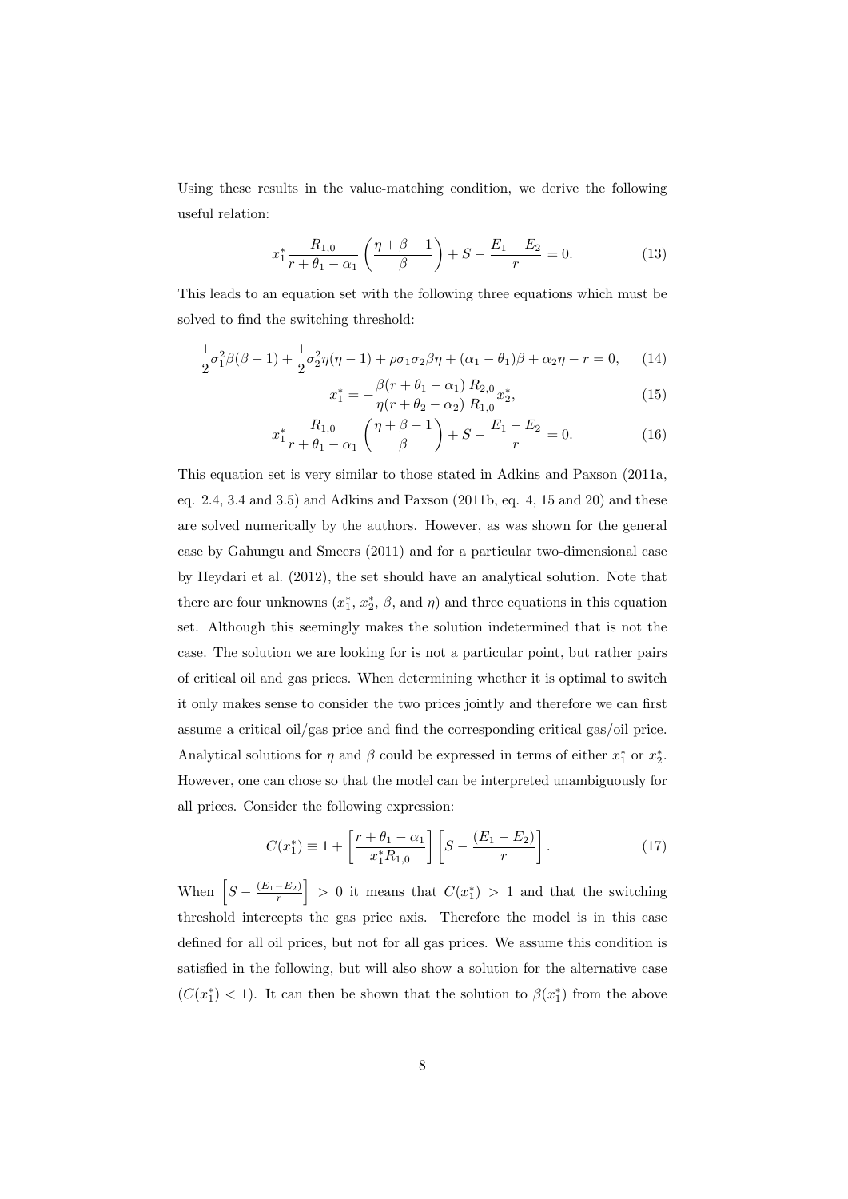Using these results in the value-matching condition, we derive the following useful relation:

$$x_1^* \frac{R_{1,0}}{r + \theta_1 - \alpha_1} \left( \frac{\eta + \beta - 1}{\beta} \right) + S - \frac{E_1 - E_2}{r} = 0. \tag{13}$$

This leads to an equation set with the following three equations which must be solved to find the switching threshold:

$$\frac{1}{2}\sigma_1^2 \beta(\beta - 1) + \frac{1}{2}\sigma_2^2 \eta(\eta - 1) + \rho\sigma_1\sigma_2\beta\eta + (\alpha_1 - \theta_1)\beta + \alpha_2\eta - r = 0, \tag{14}$$

$$x_1^* = -\frac{\beta(r + \theta_1 - \alpha_1)}{\eta(r + \theta_2 - \alpha_2)} \frac{R_{2,0}}{R_{1,0}} x_2^*, \tag{15}$$

$$x_1^* \frac{R_{1,0}}{r + \theta_1 - \alpha_1} \left( \frac{\eta + \beta - 1}{\beta} \right) + S - \frac{E_1 - E_2}{r} = 0. \tag{16}$$

This equation set is very similar to those stated in Adkins and Paxson (2011a, eq. 2.4, 3.4 and 3.5) and Adkins and Paxson (2011b, eq. 4, 15 and 20) and these are solved numerically by the authors. However, as was shown for the general case by Gahungu and Smeers (2011) and for a particular two-dimensional case by Heydari et al. (2012), the set should have an analytical solution. Note that there are four unknowns ($x_1^*$, $x_2^*$, $\beta$, and $\eta$) and three equations in this equation set. Although this seemingly makes the solution indetermined that is not the case. The solution we are looking for is not a particular point, but rather pairs of critical oil and gas prices. When determining whether it is optimal to switch it only makes sense to consider the two prices jointly and therefore we can first assume a critical oil/gas price and find the corresponding critical gas/oil price. Analytical solutions for $\eta$ and $\beta$ could be expressed in terms of either $x_1^*$ or $x_2^*$. However, one can chose so that the model can be interpreted unambiguously for all prices. Consider the following expression:

$$C(x_1^*) \equiv 1 + \left[ \frac{r + \theta_1 - \alpha_1}{x_1^* R_{1,0}} \right] \left[ S - \frac{(E_1 - E_2)}{r} \right]. \tag{17}$$

When $\left[ S - \frac{(E_1 - E_2)}{r} \right] > 0$ it means that $C(x_1^*) > 1$ and that the switching threshold intercepts the gas price axis. Therefore the model is in this case defined for all oil prices, but not for all gas prices. We assume this condition is satisfied in the following, but will also show a solution for the alternative case ($C(x_1^*) < 1$). It can then be shown that the solution to $\beta(x_1^*)$ from the above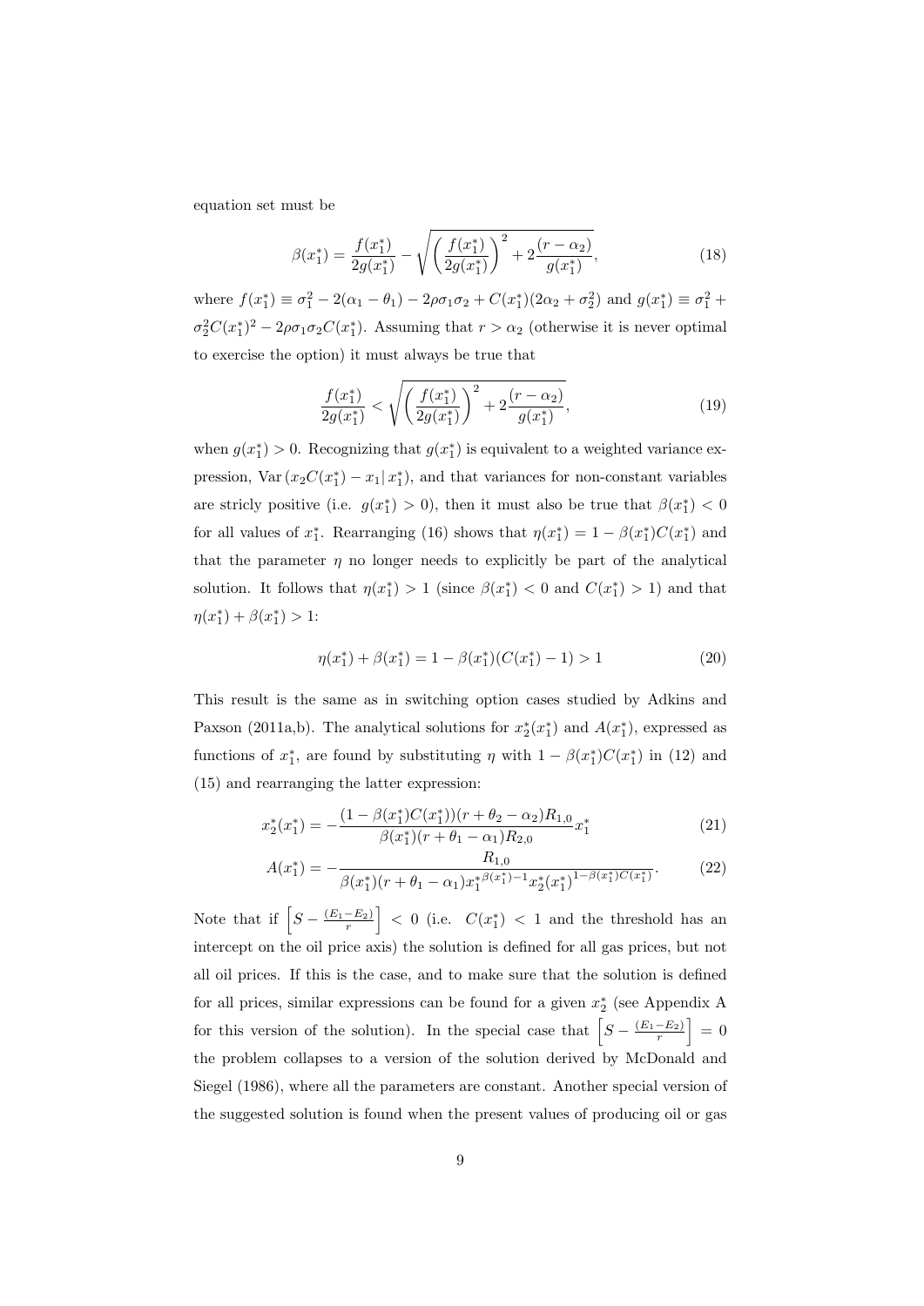equation set must be

$$\beta(x_1^*) = \frac{f(x_1^*)}{2g(x_1^*)} - \sqrt{\left(\frac{f(x_1^*)}{2g(x_1^*)}\right)^2 + 2\frac{(r-\alpha_2)}{g(x_1^*)}}, \tag{18}$$

where $f(x_1^*) \equiv \sigma_1^2 - 2(\alpha_1 - \theta_1) - 2\rho\sigma_1\sigma_2 + C(x_1^*)(2\alpha_2 + \sigma_2^2)$ and $g(x_1^*) \equiv \sigma_1^2 + \sigma_2^2 C(x_1^*)^2 - 2\rho\sigma_1\sigma_2 C(x_1^*)$. Assuming that $r > \alpha_2$ (otherwise it is never optimal to exercise the option) it must always be true that

$$\frac{f(x_1^*)}{2g(x_1^*)} < \sqrt{\left(\frac{f(x_1^*)}{2g(x_1^*)}\right)^2 + 2\frac{(r-\alpha_2)}{g(x_1^*)}}, \tag{19}$$

when $g(x_1^*) > 0$. Recognizing that $g(x_1^*)$ is equivalent to a weighted variance expression, $\mathrm{Var}\,(x_2 C(x_1^*) - x_1 |\, x_1^*)$, and that variances for non-constant variables are stricly positive (i.e. $g(x_1^*) > 0$), then it must also be true that $\beta(x_1^*) < 0$ for all values of $x_1^*$. Rearranging (16) shows that $\eta(x_1^*) = 1 - \beta(x_1^*)C(x_1^*)$ and that the parameter $\eta$ no longer needs to explicitly be part of the analytical solution. It follows that $\eta(x_1^*) > 1$ (since $\beta(x_1^*) < 0$ and $C(x_1^*) > 1$) and that $\eta(x_1^*) + \beta(x_1^*) > 1$:

$$\eta(x_1^*) + \beta(x_1^*) = 1 - \beta(x_1^*)(C(x_1^*) - 1) > 1 \tag{20}$$

This result is the same as in switching option cases studied by Adkins and Paxson (2011a,b). The analytical solutions for $x_2^*(x_1^*)$ and $A(x_1^*)$, expressed as functions of $x_1^*$, are found by substituting $\eta$ with $1 - \beta(x_1^*)C(x_1^*)$ in (12) and (15) and rearranging the latter expression:

$$x_2^*(x_1^*) = -\frac{(1 - \beta(x_1^*)C(x_1^*))(r + \theta_2 - \alpha_2)R_{1,0}}{\beta(x_1^*)(r + \theta_1 - \alpha_1)R_{2,0}} x_1^* \tag{21}$$

$$A(x_1^*) = -\frac{R_{1,0}}{\beta(x_1^*)(r + \theta_1 - \alpha_1){x_1^*}^{\beta(x_1^*)-1} x_2^*(x_1^*)^{1-\beta(x_1^*)C(x_1^*)}}. \tag{22}$$

Note that if $\left[S - \frac{(E_1 - E_2)}{r}\right] < 0$ (i.e. $C(x_1^*) < 1$ and the threshold has an intercept on the oil price axis) the solution is defined for all gas prices, but not all oil prices. If this is the case, and to make sure that the solution is defined for all prices, similar expressions can be found for a given $x_2^*$ (see Appendix A for this version of the solution). In the special case that $\left[S - \frac{(E_1 - E_2)}{r}\right] = 0$ the problem collapses to a version of the solution derived by McDonald and Siegel (1986), where all the parameters are constant. Another special version of the suggested solution is found when the present values of producing oil or gas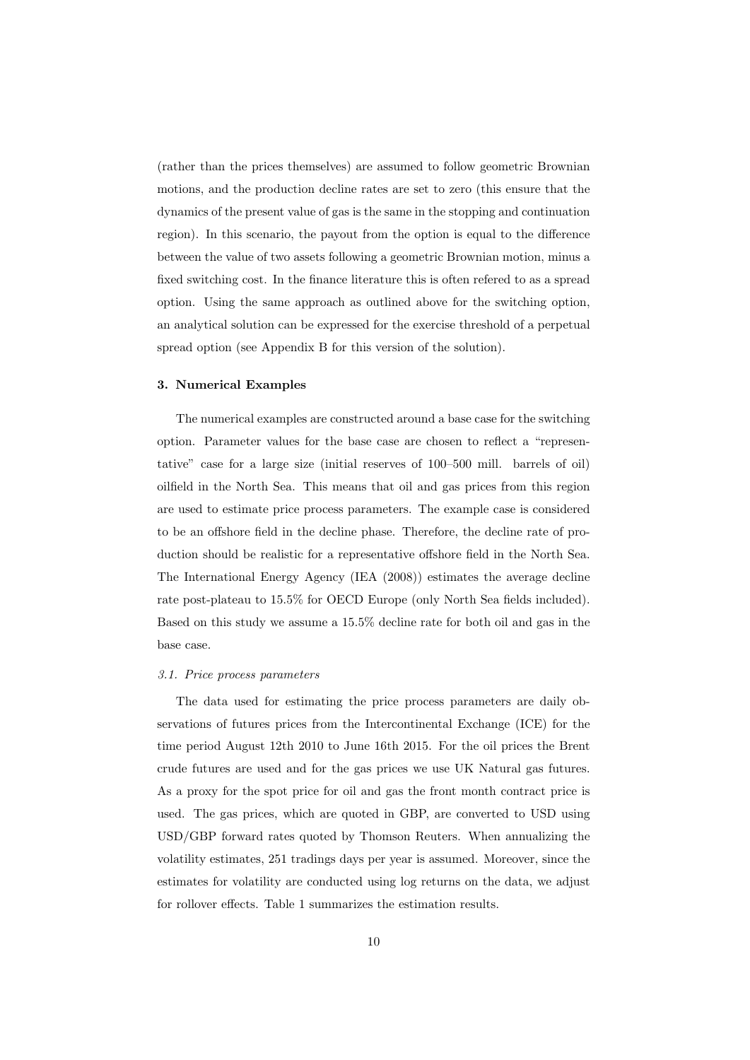(rather than the prices themselves) are assumed to follow geometric Brownian motions, and the production decline rates are set to zero (this ensure that the dynamics of the present value of gas is the same in the stopping and continuation region). In this scenario, the payout from the option is equal to the difference between the value of two assets following a geometric Brownian motion, minus a fixed switching cost. In the finance literature this is often refered to as a spread option. Using the same approach as outlined above for the switching option, an analytical solution can be expressed for the exercise threshold of a perpetual spread option (see Appendix B for this version of the solution).

### 3. Numerical Examples

The numerical examples are constructed around a base case for the switching option. Parameter values for the base case are chosen to reflect a "representative" case for a large size (initial reserves of 100–500 mill. barrels of oil) oilfield in the North Sea. This means that oil and gas prices from this region are used to estimate price process parameters. The example case is considered to be an offshore field in the decline phase. Therefore, the decline rate of production should be realistic for a representative offshore field in the North Sea. The International Energy Agency (IEA (2008)) estimates the average decline rate post-plateau to 15.5% for OECD Europe (only North Sea fields included). Based on this study we assume a 15.5% decline rate for both oil and gas in the base case.

#### *3.1. Price process parameters*

The data used for estimating the price process parameters are daily observations of futures prices from the Intercontinental Exchange (ICE) for the time period August 12th 2010 to June 16th 2015. For the oil prices the Brent crude futures are used and for the gas prices we use UK Natural gas futures. As a proxy for the spot price for oil and gas the front month contract price is used. The gas prices, which are quoted in GBP, are converted to USD using USD/GBP forward rates quoted by Thomson Reuters. When annualizing the volatility estimates, 251 tradings days per year is assumed. Moreover, since the estimates for volatility are conducted using log returns on the data, we adjust for rollover effects. Table 1 summarizes the estimation results.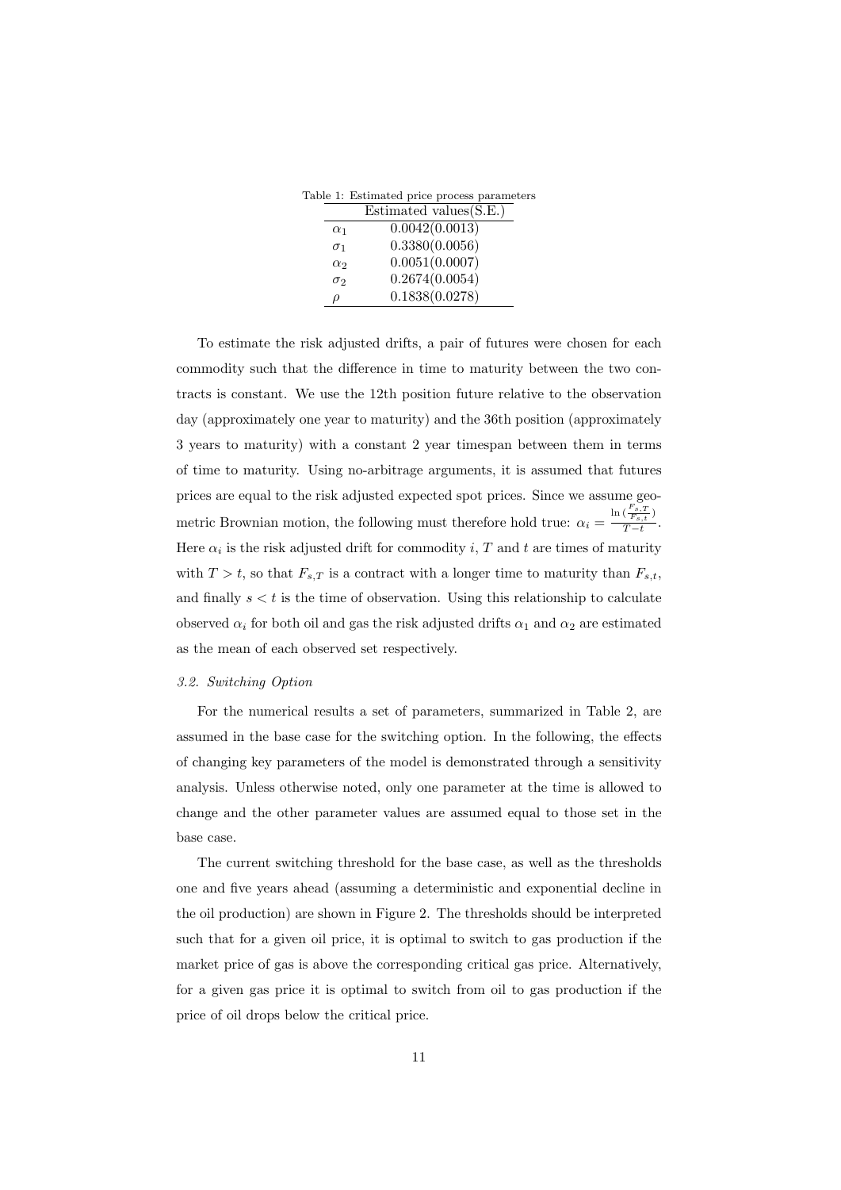Table 1: Estimated price process parameters

| | Estimated values(S.E.) |
|---|---|
| $\alpha_1$ | 0.0042(0.0013) |
| $\sigma_1$ | 0.3380(0.0056) |
| $\alpha_2$ | 0.0051(0.0007) |
| $\sigma_2$ | 0.2674(0.0054) |
| $\rho$ | 0.1838(0.0278) |

To estimate the risk adjusted drifts, a pair of futures were chosen for each commodity such that the difference in time to maturity between the two contracts is constant. We use the 12th position future relative to the observation day (approximately one year to maturity) and the 36th position (approximately 3 years to maturity) with a constant 2 year timespan between them in terms of time to maturity. Using no-arbitrage arguments, it is assumed that futures prices are equal to the risk adjusted expected spot prices. Since we assume geometric Brownian motion, the following must therefore hold true: $\alpha_i = \frac{\ln\left(\frac{F_{s,T}}{F_{s,t}}\right)}{T-t}$. Here $\alpha_i$ is the risk adjusted drift for commodity $i$, $T$ and $t$ are times of maturity with $T > t$, so that $F_{s,T}$ is a contract with a longer time to maturity than $F_{s,t}$, and finally $s < t$ is the time of observation. Using this relationship to calculate observed $\alpha_i$ for both oil and gas the risk adjusted drifts $\alpha_1$ and $\alpha_2$ are estimated as the mean of each observed set respectively.

### *3.2. Switching Option*

For the numerical results a set of parameters, summarized in Table 2, are assumed in the base case for the switching option. In the following, the effects of changing key parameters of the model is demonstrated through a sensitivity analysis. Unless otherwise noted, only one parameter at the time is allowed to change and the other parameter values are assumed equal to those set in the base case.

The current switching threshold for the base case, as well as the thresholds one and five years ahead (assuming a deterministic and exponential decline in the oil production) are shown in Figure 2. The thresholds should be interpreted such that for a given oil price, it is optimal to switch to gas production if the market price of gas is above the corresponding critical gas price. Alternatively, for a given gas price it is optimal to switch from oil to gas production if the price of oil drops below the critical price.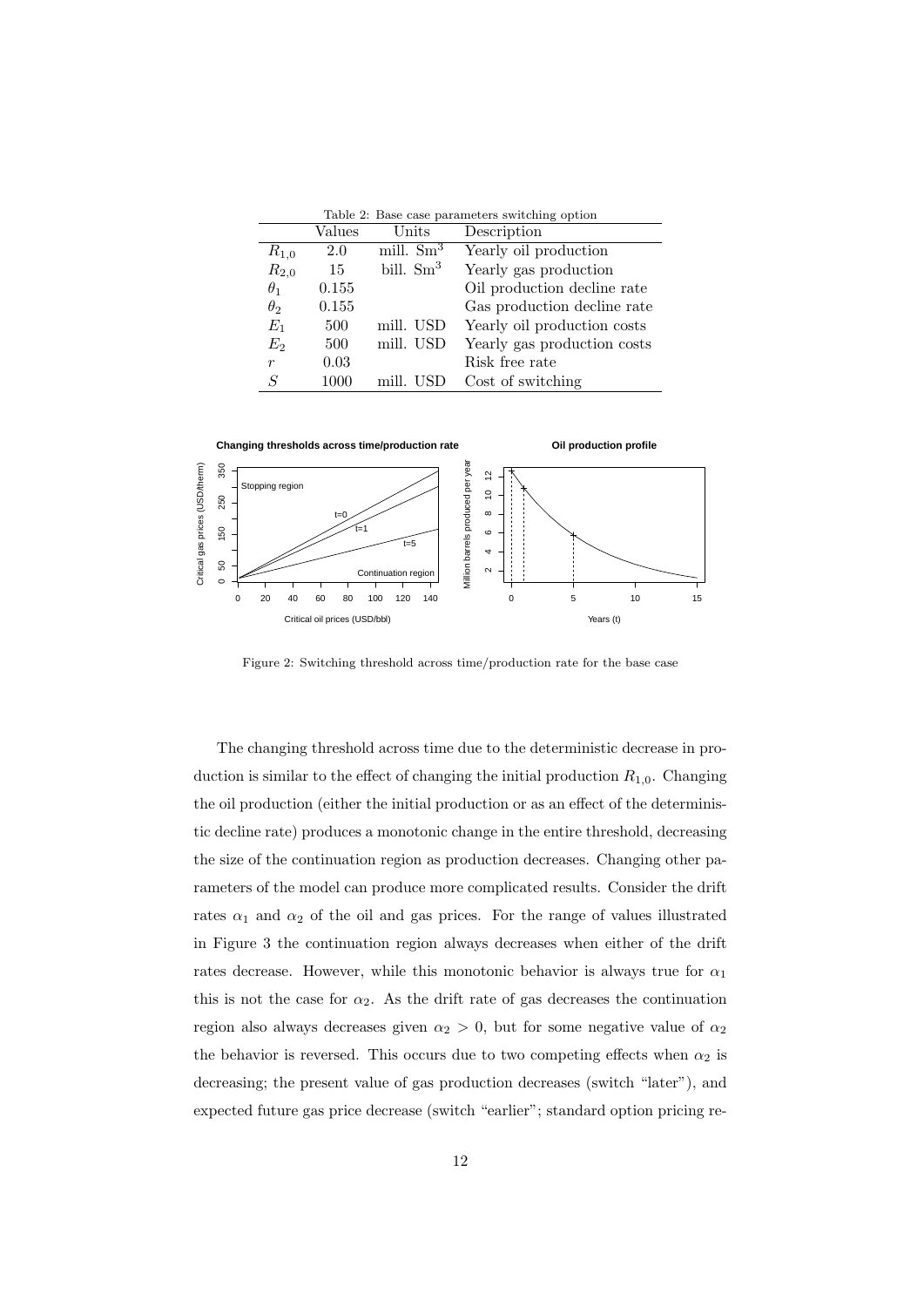Table 2: Base case parameters switching option

| | Values | Units | Description |
|---|---|---|---|
| $R_{1,0}$ | 2.0 | mill. $\text{Sm}^3$ | Yearly oil production |
| $R_{2,0}$ | 15 | bill. $\text{Sm}^3$ | Yearly gas production |
| $\theta_1$ | 0.155 | | Oil production decline rate |
| $\theta_2$ | 0.155 | | Gas production decline rate |
| $E_1$ | 500 | mill. USD | Yearly oil production costs |
| $E_2$ | 500 | mill. USD | Yearly gas production costs |
| $r$ | 0.03 | | Risk free rate |
| $S$ | 1000 | mill. USD | Cost of switching |

Figure 2: Switching threshold across time/production rate for the base case

The changing threshold across time due to the deterministic decrease in production is similar to the effect of changing the initial production $R_{1,0}$. Changing the oil production (either the initial production or as an effect of the deterministic decline rate) produces a monotonic change in the entire threshold, decreasing the size of the continuation region as production decreases. Changing other parameters of the model can produce more complicated results. Consider the drift rates $\alpha_1$ and $\alpha_2$ of the oil and gas prices. For the range of values illustrated in Figure 3 the continuation region always decreases when either of the drift rates decrease. However, while this monotonic behavior is always true for $\alpha_1$ this is not the case for $\alpha_2$. As the drift rate of gas decreases the continuation region also always decreases given $\alpha_2 > 0$, but for some negative value of $\alpha_2$ the behavior is reversed. This occurs due to two competing effects when $\alpha_2$ is decreasing; the present value of gas production decreases (switch "later"), and expected future gas price decrease (switch "earlier"; standard option pricing re-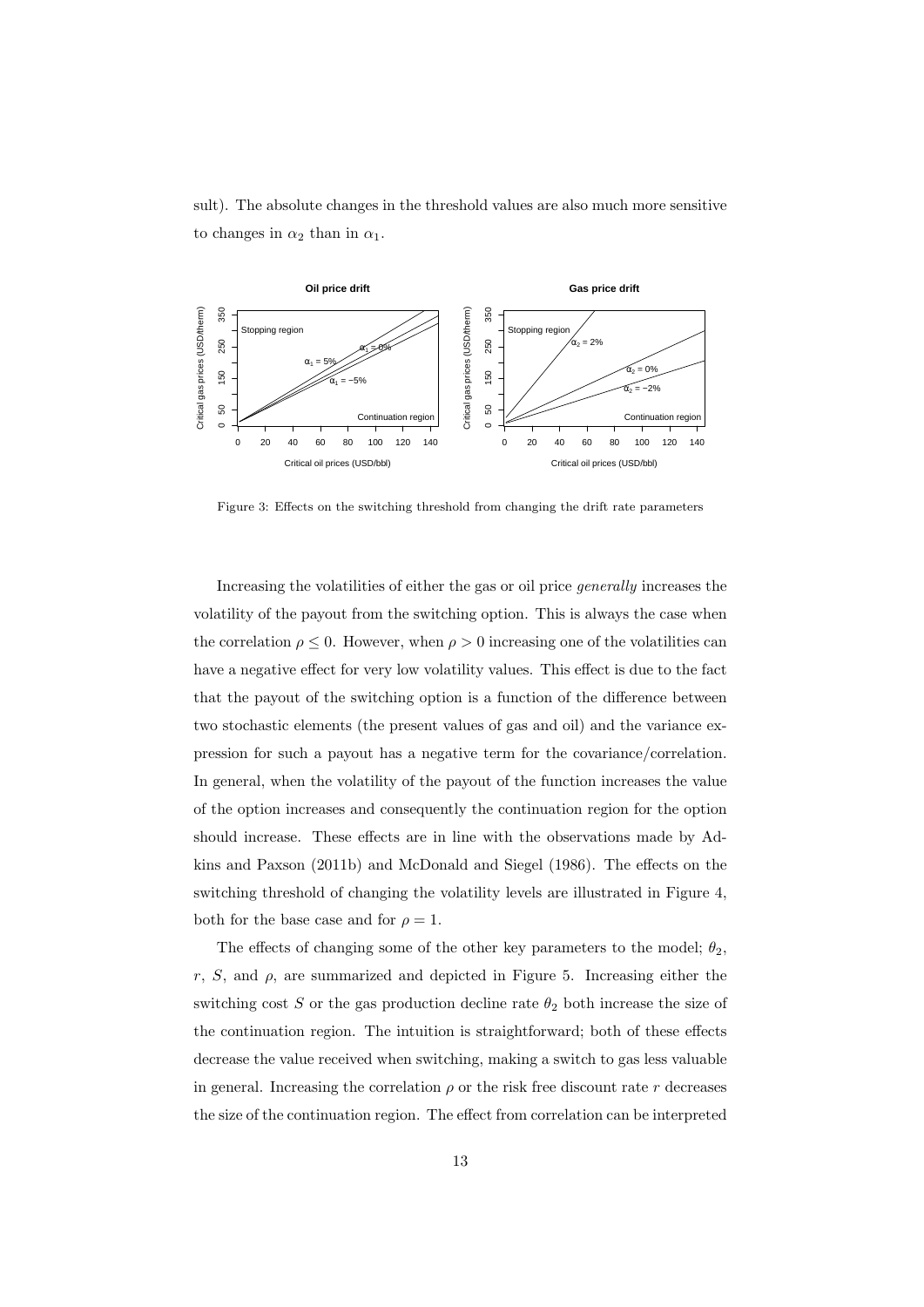sult). The absolute changes in the threshold values are also much more sensitive to changes in $\alpha_2$ than in $\alpha_1$.

Figure 3: Effects on the switching threshold from changing the drift rate parameters

Increasing the volatilities of either the gas or oil price *generally* increases the volatility of the payout from the switching option. This is always the case when the correlation $\rho \leq 0$. However, when $\rho > 0$ increasing one of the volatilities can have a negative effect for very low volatility values. This effect is due to the fact that the payout of the switching option is a function of the difference between two stochastic elements (the present values of gas and oil) and the variance expression for such a payout has a negative term for the covariance/correlation. In general, when the volatility of the payout of the function increases the value of the option increases and consequently the continuation region for the option should increase. These effects are in line with the observations made by Adkins and Paxson (2011b) and McDonald and Siegel (1986). The effects on the switching threshold of changing the volatility levels are illustrated in Figure 4, both for the base case and for $\rho = 1$.

The effects of changing some of the other key parameters to the model; $\theta_2$, $r$, $S$, and $\rho$, are summarized and depicted in Figure 5. Increasing either the switching cost $S$ or the gas production decline rate $\theta_2$ both increase the size of the continuation region. The intuition is straightforward; both of these effects decrease the value received when switching, making a switch to gas less valuable in general. Increasing the correlation $\rho$ or the risk free discount rate $r$ decreases the size of the continuation region. The effect from correlation can be interpreted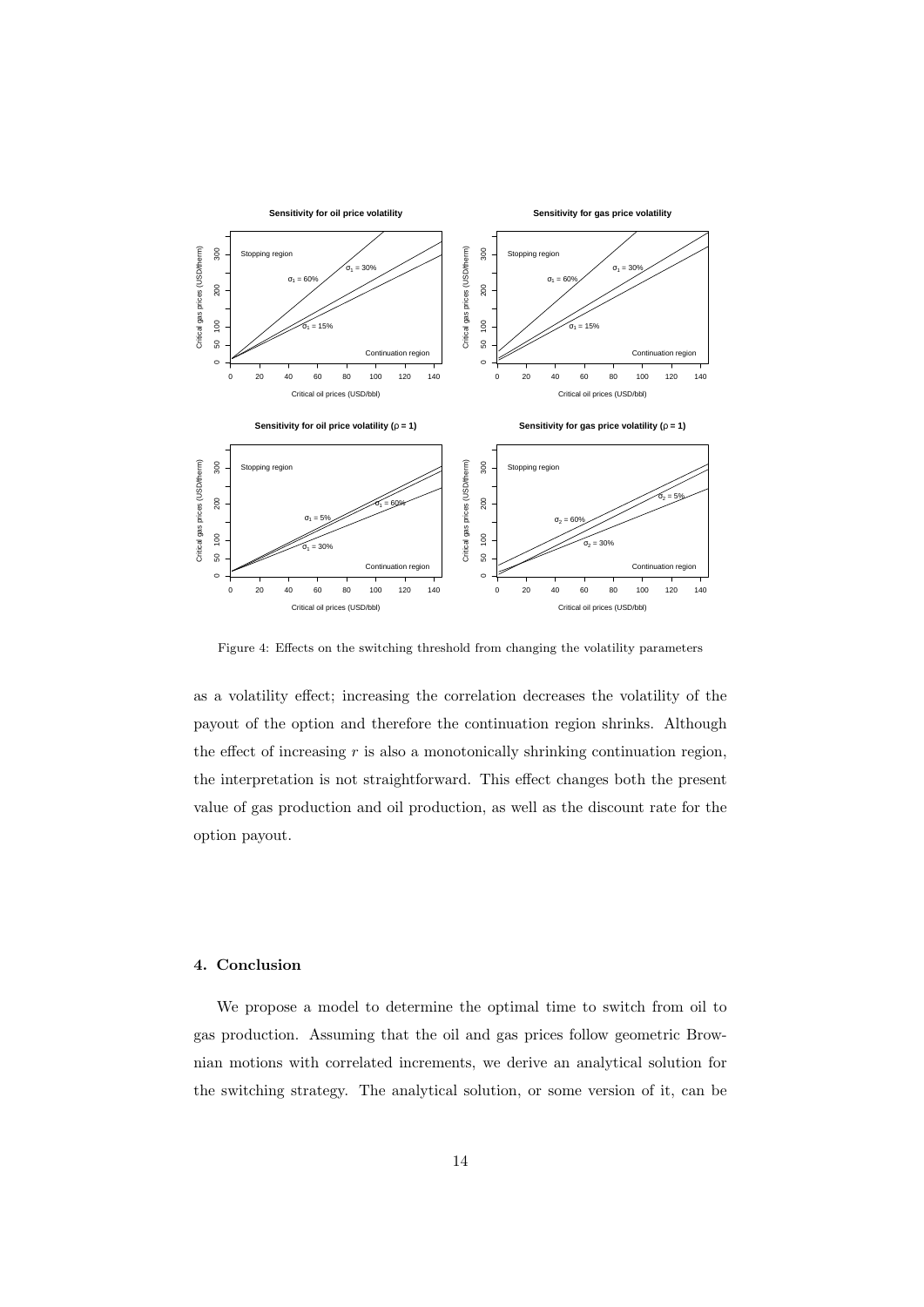Figure 4: Effects on the switching threshold from changing the volatility parameters

as a volatility effect; increasing the correlation decreases the volatility of the payout of the option and therefore the continuation region shrinks. Although the effect of increasing $r$ is also a monotonically shrinking continuation region, the interpretation is not straightforward. This effect changes both the present value of gas production and oil production, as well as the discount rate for the option payout.

## 4. Conclusion

We propose a model to determine the optimal time to switch from oil to gas production. Assuming that the oil and gas prices follow geometric Brownian motions with correlated increments, we derive an analytical solution for the switching strategy. The analytical solution, or some version of it, can be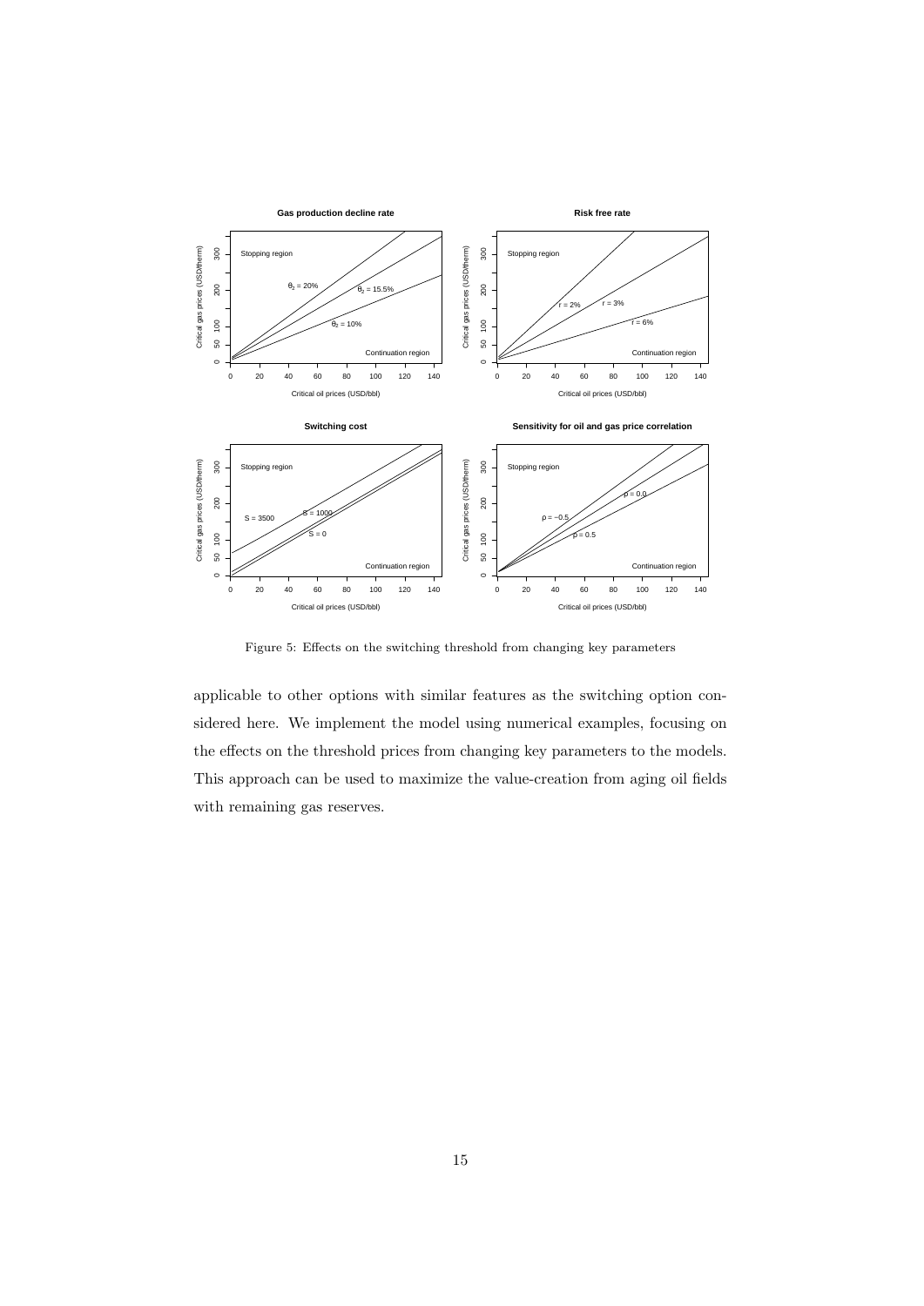Figure 5: Effects on the switching threshold from changing key parameters

applicable to other options with similar features as the switching option considered here. We implement the model using numerical examples, focusing on the effects on the threshold prices from changing key parameters to the models. This approach can be used to maximize the value-creation from aging oil fields with remaining gas reserves.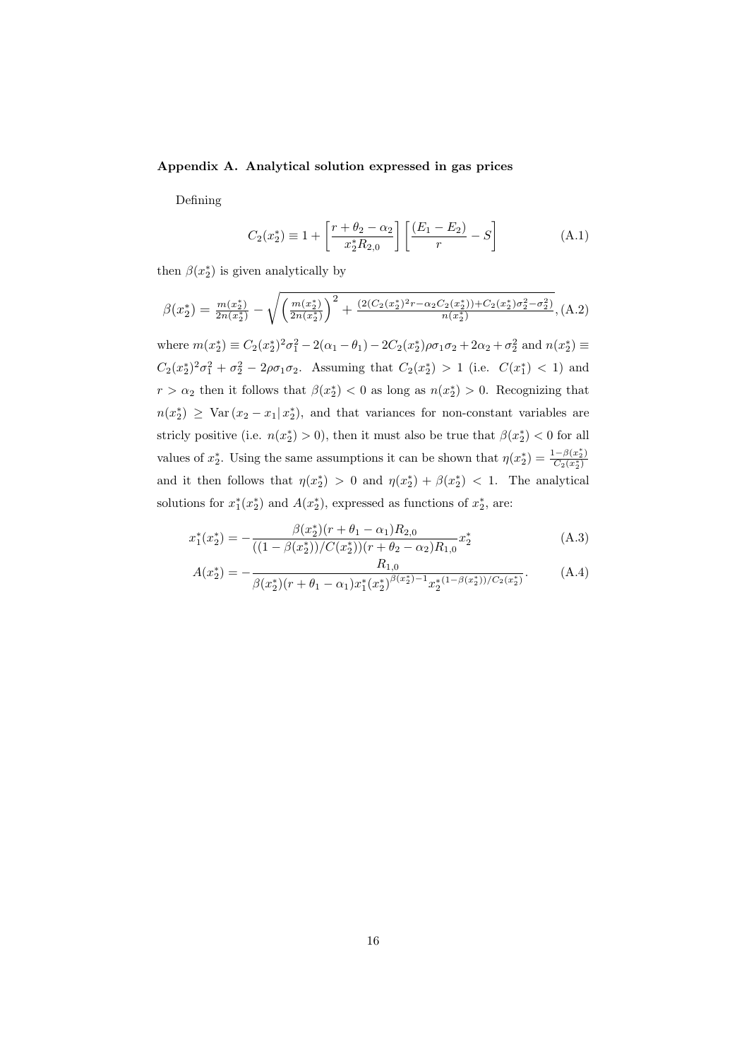## Appendix A. Analytical solution expressed in gas prices

Defining

$$C_2(x_2^*) \equiv 1 + \left[\frac{r + \theta_2 - \alpha_2}{x_2^* R_{2,0}}\right]\left[\frac{(E_1 - E_2)}{r} - S\right] \tag{A.1}$$

then $\beta(x_2^*)$ is given analytically by

$$\beta(x_2^*) = \frac{m(x_2^*)}{2n(x_2^*)} - \sqrt{\left(\frac{m(x_2^*)}{2n(x_2^*)}\right)^2 + \frac{(2(C_2(x_2^*)^2 r - \alpha_2 C_2(x_2^*)) + C_2(x_2^*)\sigma_2^2 - \sigma_2^2)}{n(x_2^*)}}, \tag{A.2}$$

where $m(x_2^*) \equiv C_2(x_2^*)^2\sigma_1^2 - 2(\alpha_1 - \theta_1) - 2C_2(x_2^*)\rho\sigma_1\sigma_2 + 2\alpha_2 + \sigma_2^2$ and $n(x_2^*) \equiv C_2(x_2^*)^2\sigma_1^2 + \sigma_2^2 - 2\rho\sigma_1\sigma_2$. Assuming that $C_2(x_2^*) > 1$ (i.e. $C(x_1^*) < 1$) and $r > \alpha_2$ then it follows that $\beta(x_2^*) < 0$ as long as $n(x_2^*) > 0$. Recognizing that $n(x_2^*) \geq \text{Var}(x_2 - x_1 | x_2^*)$, and that variances for non-constant variables are stricly positive (i.e. $n(x_2^*) > 0$), then it must also be true that $\beta(x_2^*) < 0$ for all values of $x_2^*$. Using the same assumptions it can be shown that $\eta(x_2^*) = \frac{1-\beta(x_2^*)}{C_2(x_2^*)}$ and it then follows that $\eta(x_2^*) > 0$ and $\eta(x_2^*) + \beta(x_2^*) < 1$. The analytical solutions for $x_1^*(x_2^*)$ and $A(x_2^*)$, expressed as functions of $x_2^*$, are:

$$x_1^*(x_2^*) = -\frac{\beta(x_2^*)(r + \theta_1 - \alpha_1)R_{2,0}}{((1 - \beta(x_2^*))/C(x_2^*))(r + \theta_2 - \alpha_2)R_{1,0}} x_2^* \tag{A.3}$$

$$A(x_2^*) = -\frac{R_{1,0}}{\beta(x_2^*)(r + \theta_1 - \alpha_1)x_1^*(x_2^*)^{\beta(x_2^*)-1} x_2^{*(1-\beta(x_2^*))/C_2(x_2^*)}}. \tag{A.4}$$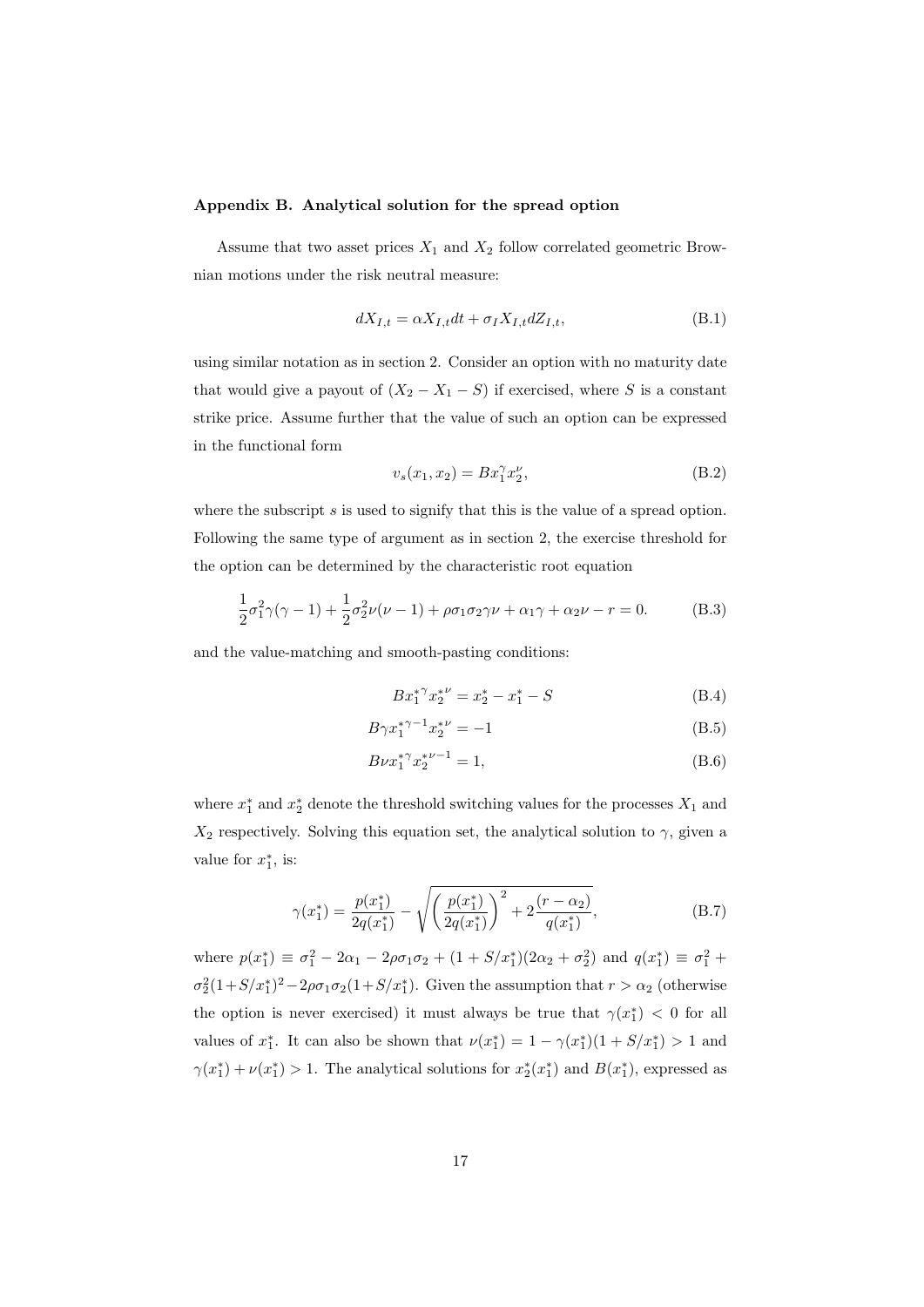### Appendix B. Analytical solution for the spread option

Assume that two asset prices $X_1$ and $X_2$ follow correlated geometric Brownian motions under the risk neutral measure:

$$dX_{I,t} = \alpha X_{I,t}dt + \sigma_I X_{I,t}dZ_{I,t}, \tag{B.1}$$

using similar notation as in section 2. Consider an option with no maturity date that would give a payout of $(X_2 - X_1 - S)$ if exercised, where $S$ is a constant strike price. Assume further that the value of such an option can be expressed in the functional form

$$v_s(x_1, x_2) = Bx_1^{\gamma}x_2^{\nu}, \tag{B.2}$$

where the subscript $s$ is used to signify that this is the value of a spread option. Following the same type of argument as in section 2, the exercise threshold for the option can be determined by the characteristic root equation

$$\frac{1}{2}\sigma_1^2\gamma(\gamma-1) + \frac{1}{2}\sigma_2^2\nu(\nu-1) + \rho\sigma_1\sigma_2\gamma\nu + \alpha_1\gamma + \alpha_2\nu - r = 0. \tag{B.3}$$

and the value-matching and smooth-pasting conditions:

$$B{x_1^*}^{\gamma}{x_2^*}^{\nu} = x_2^* - x_1^* - S \tag{B.4}$$

$$B\gamma{x_1^*}^{\gamma-1}{x_2^*}^{\nu} = -1 \tag{B.5}$$

$$B\nu{x_1^*}^{\gamma}{x_2^*}^{\nu-1} = 1, \tag{B.6}$$

where $x_1^*$ and $x_2^*$ denote the threshold switching values for the processes $X_1$ and $X_2$ respectively. Solving this equation set, the analytical solution to $\gamma$, given a value for $x_1^*$, is:

$$\gamma(x_1^*) = \frac{p(x_1^*)}{2q(x_1^*)} - \sqrt{\left(\frac{p(x_1^*)}{2q(x_1^*)}\right)^2 + 2\frac{(r-\alpha_2)}{q(x_1^*)}}, \tag{B.7}$$

where $p(x_1^*) \equiv \sigma_1^2 - 2\alpha_1 - 2\rho\sigma_1\sigma_2 + (1 + S/x_1^*)(2\alpha_2 + \sigma_2^2)$ and $q(x_1^*) \equiv \sigma_1^2 + \sigma_2^2(1+S/x_1^*)^2 - 2\rho\sigma_1\sigma_2(1+S/x_1^*)$. Given the assumption that $r > \alpha_2$ (otherwise the option is never exercised) it must always be true that $\gamma(x_1^*) < 0$ for all values of $x_1^*$. It can also be shown that $\nu(x_1^*) = 1 - \gamma(x_1^*)(1 + S/x_1^*) > 1$ and $\gamma(x_1^*) + \nu(x_1^*) > 1$. The analytical solutions for $x_2^*(x_1^*)$ and $B(x_1^*)$, expressed as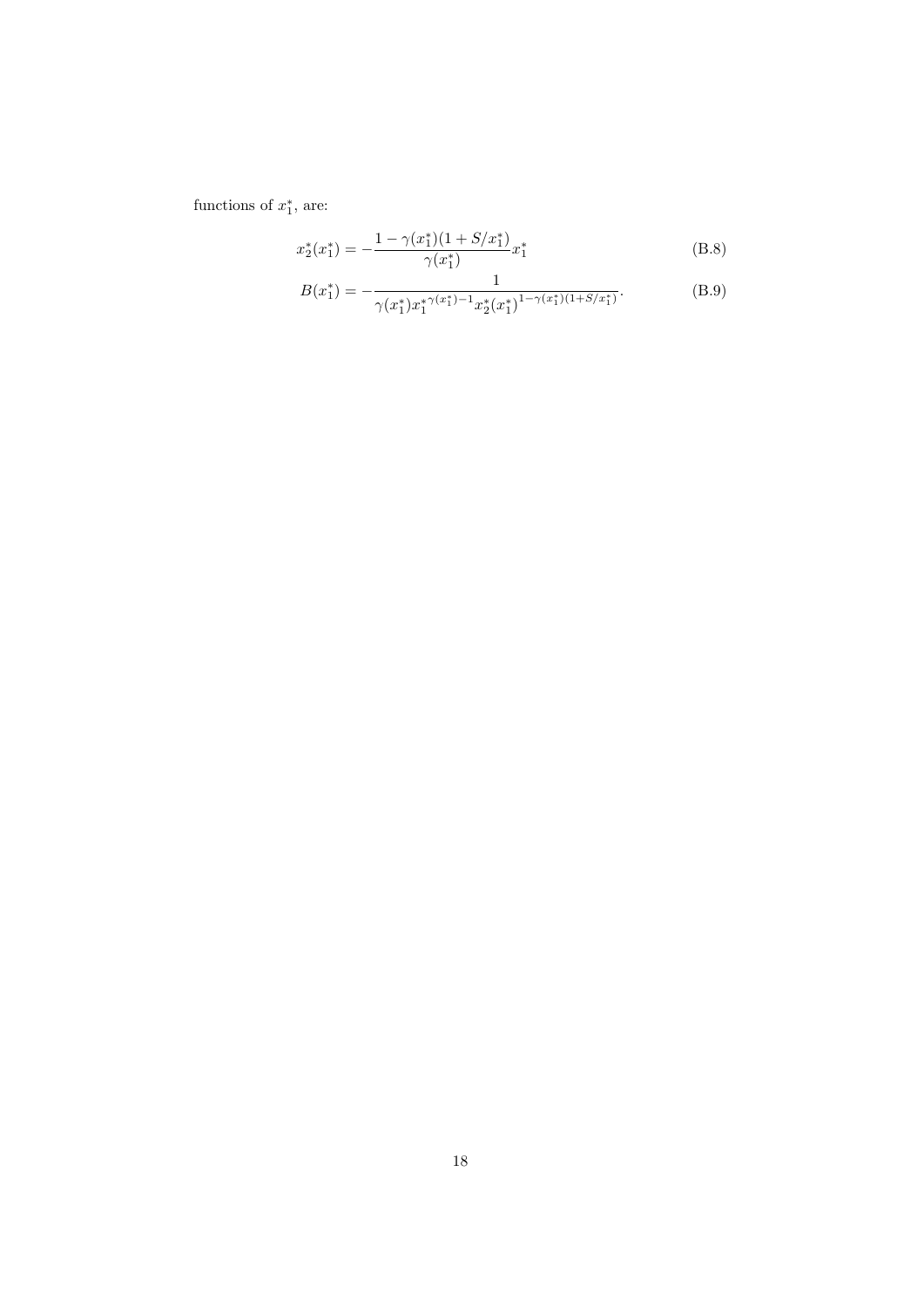functions of $x_1^*$, are:

$$x_2^*(x_1^*) = -\frac{1 - \gamma(x_1^*)(1 + S/x_1^*)}{\gamma(x_1^*)} x_1^* \tag{B.8}$$

$$B(x_1^*) = -\frac{1}{\gamma(x_1^*) {x_1^*}^{\gamma(x_1^*)-1} x_2^*(x_1^*)^{1-\gamma(x_1^*)(1+S/x_1^*)}}. \tag{B.9}$$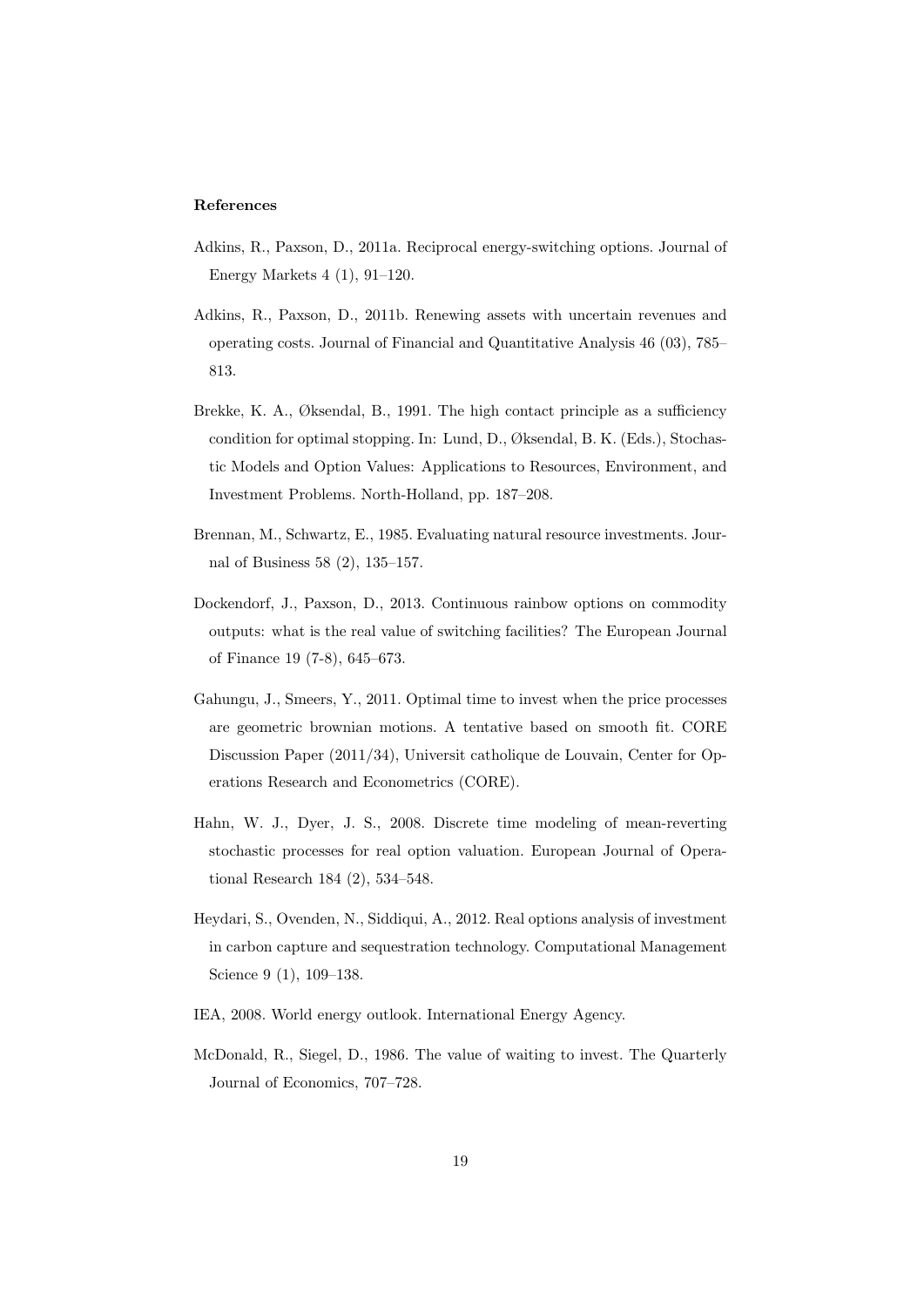**References**

Adkins, R., Paxson, D., 2011a. Reciprocal energy-switching options. Journal of Energy Markets 4 (1), 91–120.

Adkins, R., Paxson, D., 2011b. Renewing assets with uncertain revenues and operating costs. Journal of Financial and Quantitative Analysis 46 (03), 785–813.

Brekke, K. A., Øksendal, B., 1991. The high contact principle as a sufficiency condition for optimal stopping. In: Lund, D., Øksendal, B. K. (Eds.), Stochastic Models and Option Values: Applications to Resources, Environment, and Investment Problems. North-Holland, pp. 187–208.

Brennan, M., Schwartz, E., 1985. Evaluating natural resource investments. Journal of Business 58 (2), 135–157.

Dockendorf, J., Paxson, D., 2013. Continuous rainbow options on commodity outputs: what is the real value of switching facilities? The European Journal of Finance 19 (7-8), 645–673.

Gahungu, J., Smeers, Y., 2011. Optimal time to invest when the price processes are geometric brownian motions. A tentative based on smooth fit. CORE Discussion Paper (2011/34), Universit catholique de Louvain, Center for Operations Research and Econometrics (CORE).

Hahn, W. J., Dyer, J. S., 2008. Discrete time modeling of mean-reverting stochastic processes for real option valuation. European Journal of Operational Research 184 (2), 534–548.

Heydari, S., Ovenden, N., Siddiqui, A., 2012. Real options analysis of investment in carbon capture and sequestration technology. Computational Management Science 9 (1), 109–138.

IEA, 2008. World energy outlook. International Energy Agency.

McDonald, R., Siegel, D., 1986. The value of waiting to invest. The Quarterly Journal of Economics, 707–728.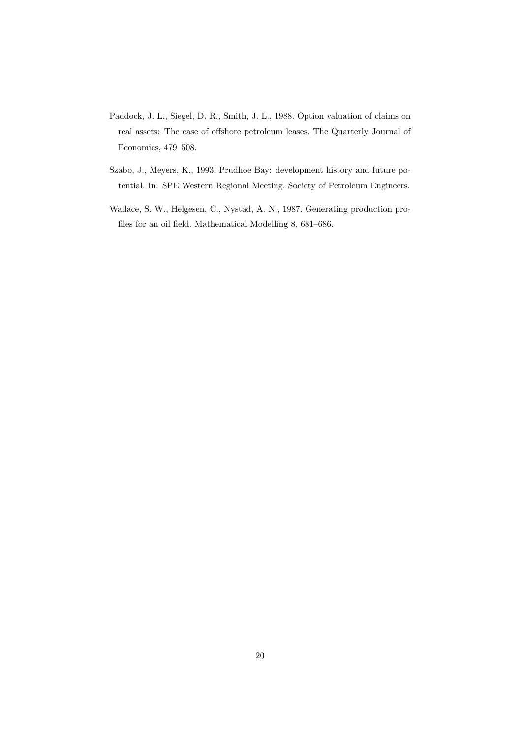Paddock, J. L., Siegel, D. R., Smith, J. L., 1988. Option valuation of claims on real assets: The case of offshore petroleum leases. The Quarterly Journal of Economics, 479–508.

Szabo, J., Meyers, K., 1993. Prudhoe Bay: development history and future potential. In: SPE Western Regional Meeting. Society of Petroleum Engineers.

Wallace, S. W., Helgesen, C., Nystad, A. N., 1987. Generating production profiles for an oil field. Mathematical Modelling 8, 681–686.